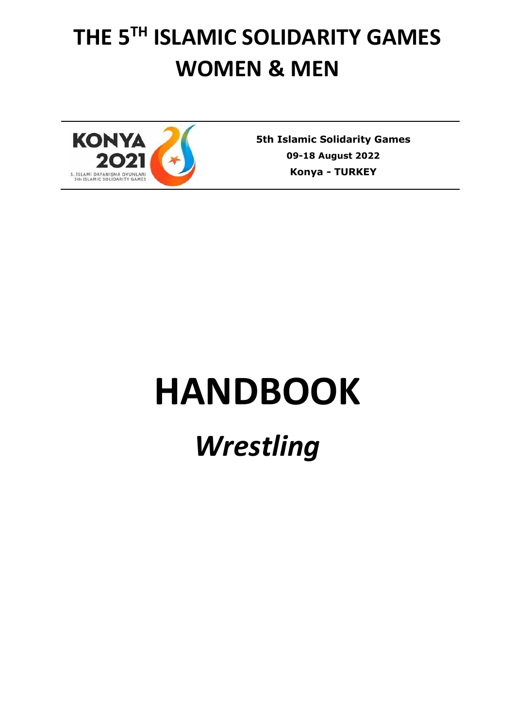# THE 5TH ISLAMIC SOLIDARITY GAMES WOMEN & MEN

**5th Islamic Solidarity Games**

**09-18 August 2022**

**Konya - TURKEY**

# HANDBOOK

## *Wrestling*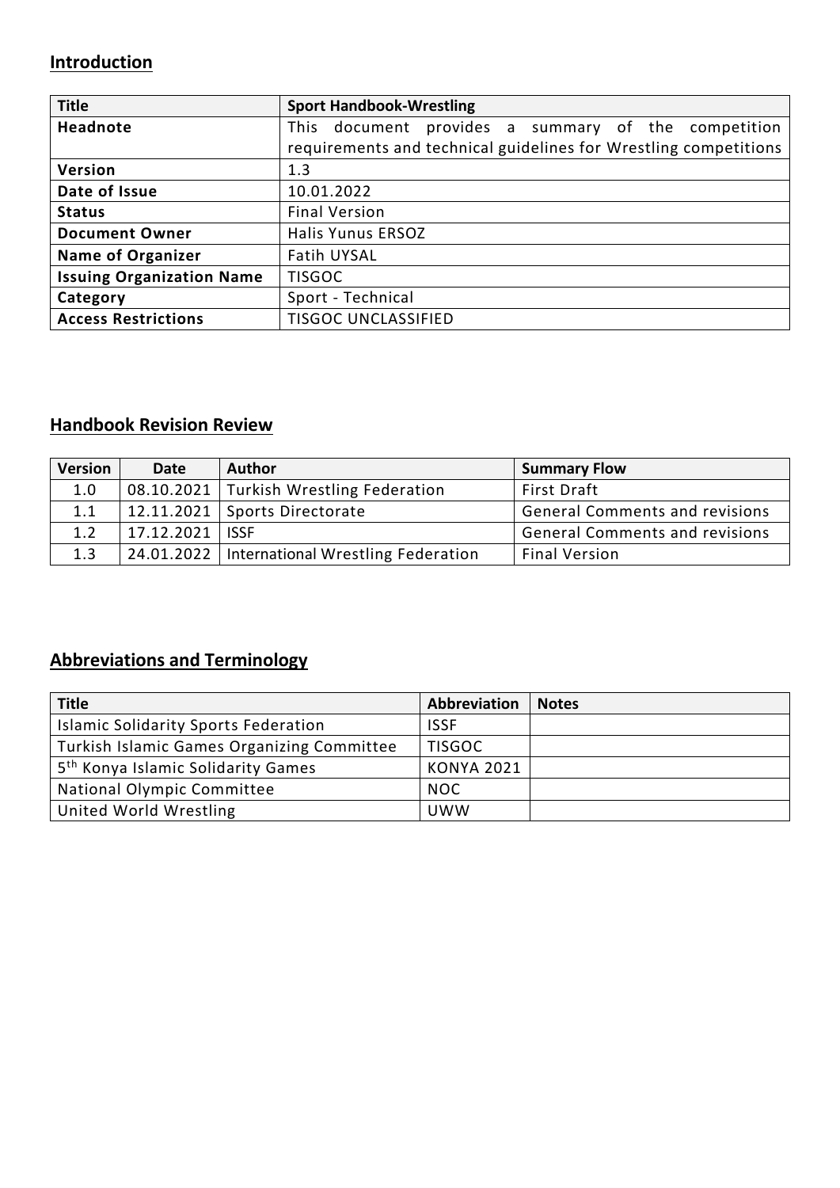## Introduction

| Title | Sport Handbook-Wrestling |
|---|---|
| **Headnote** | This document provides a summary of the competition requirements and technical guidelines for Wrestling competitions |
| **Version** | 1.3 |
| **Date of Issue** | 10.01.2022 |
| **Status** | Final Version |
| **Document Owner** | Halis Yunus ERSOZ |
| **Name of Organizer** | Fatih UYSAL |
| **Issuing Organization Name** | TISGOC |
| **Category** | Sport - Technical |
| **Access Restrictions** | TISGOC UNCLASSIFIED |

## Handbook Revision Review

| Version | Date | Author | Summary Flow |
|---|---|---|---|
| 1.0 | 08.10.2021 | Turkish Wrestling Federation | First Draft |
| 1.1 | 12.11.2021 | Sports Directorate | General Comments and revisions |
| 1.2 | 17.12.2021 | ISSF | General Comments and revisions |
| 1.3 | 24.01.2022 | International Wrestling Federation | Final Version |

## Abbreviations and Terminology

| Title | Abbreviation | Notes |
|---|---|---|
| Islamic Solidarity Sports Federation | ISSF | |
| Turkish Islamic Games Organizing Committee | TISGOC | |
| 5th Konya Islamic Solidarity Games | KONYA 2021 | |
| National Olympic Committee | NOC | |
| United World Wrestling | UWW | |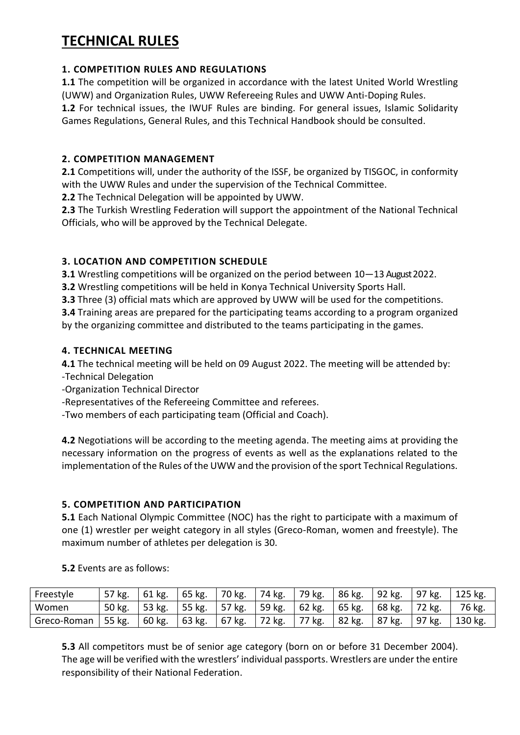# TECHNICAL RULES

### 1. COMPETITION RULES AND REGULATIONS

**1.1** The competition will be organized in accordance with the latest United World Wrestling (UWW) and Organization Rules, UWW Refereeing Rules and UWW Anti-Doping Rules.

**1.2** For technical issues, the IWUF Rules are binding. For general issues, Islamic Solidarity Games Regulations, General Rules, and this Technical Handbook should be consulted.

### 2. COMPETITION MANAGEMENT

**2.1** Competitions will, under the authority of the ISSF, be organized by TISGOC, in conformity with the UWW Rules and under the supervision of the Technical Committee.

**2.2** The Technical Delegation will be appointed by UWW.

**2.3** The Turkish Wrestling Federation will support the appointment of the National Technical Officials, who will be approved by the Technical Delegate.

### 3. LOCATION AND COMPETITION SCHEDULE

**3.1** Wrestling competitions will be organized on the period between 10—13 August 2022.

**3.2** Wrestling competitions will be held in Konya Technical University Sports Hall.

**3.3** Three (3) official mats which are approved by UWW will be used for the competitions.

**3.4** Training areas are prepared for the participating teams according to a program organized by the organizing committee and distributed to the teams participating in the games.

### 4. TECHNICAL MEETING

**4.1** The technical meeting will be held on 09 August 2022. The meeting will be attended by:
-Technical Delegation
-Organization Technical Director
-Representatives of the Refereeing Committee and referees.
-Two members of each participating team (Official and Coach).

**4.2** Negotiations will be according to the meeting agenda. The meeting aims at providing the necessary information on the progress of events as well as the explanations related to the implementation of the Rules of the UWW and the provision of the sport Technical Regulations.

### 5. COMPETITION AND PARTICIPATION

**5.1** Each National Olympic Committee (NOC) has the right to participate with a maximum of one (1) wrestler per weight category in all styles (Greco-Roman, women and freestyle). The maximum number of athletes per delegation is 30.

**5.2** Events are as follows:

| Freestyle | 57 kg. | 61 kg. | 65 kg. | 70 kg. | 74 kg. | 79 kg. | 86 kg. | 92 kg. | 97 kg. | 125 kg. |
|---|---|---|---|---|---|---|---|---|---|---|
| Women | 50 kg. | 53 kg. | 55 kg. | 57 kg. | 59 kg. | 62 kg. | 65 kg. | 68 kg. | 72 kg. | 76 kg. |
| Greco-Roman | 55 kg. | 60 kg. | 63 kg. | 67 kg. | 72 kg. | 77 kg. | 82 kg. | 87 kg. | 97 kg. | 130 kg. |

**5.3** All competitors must be of senior age category (born on or before 31 December 2004). The age will be verified with the wrestlers' individual passports. Wrestlers are under the entire responsibility of their National Federation.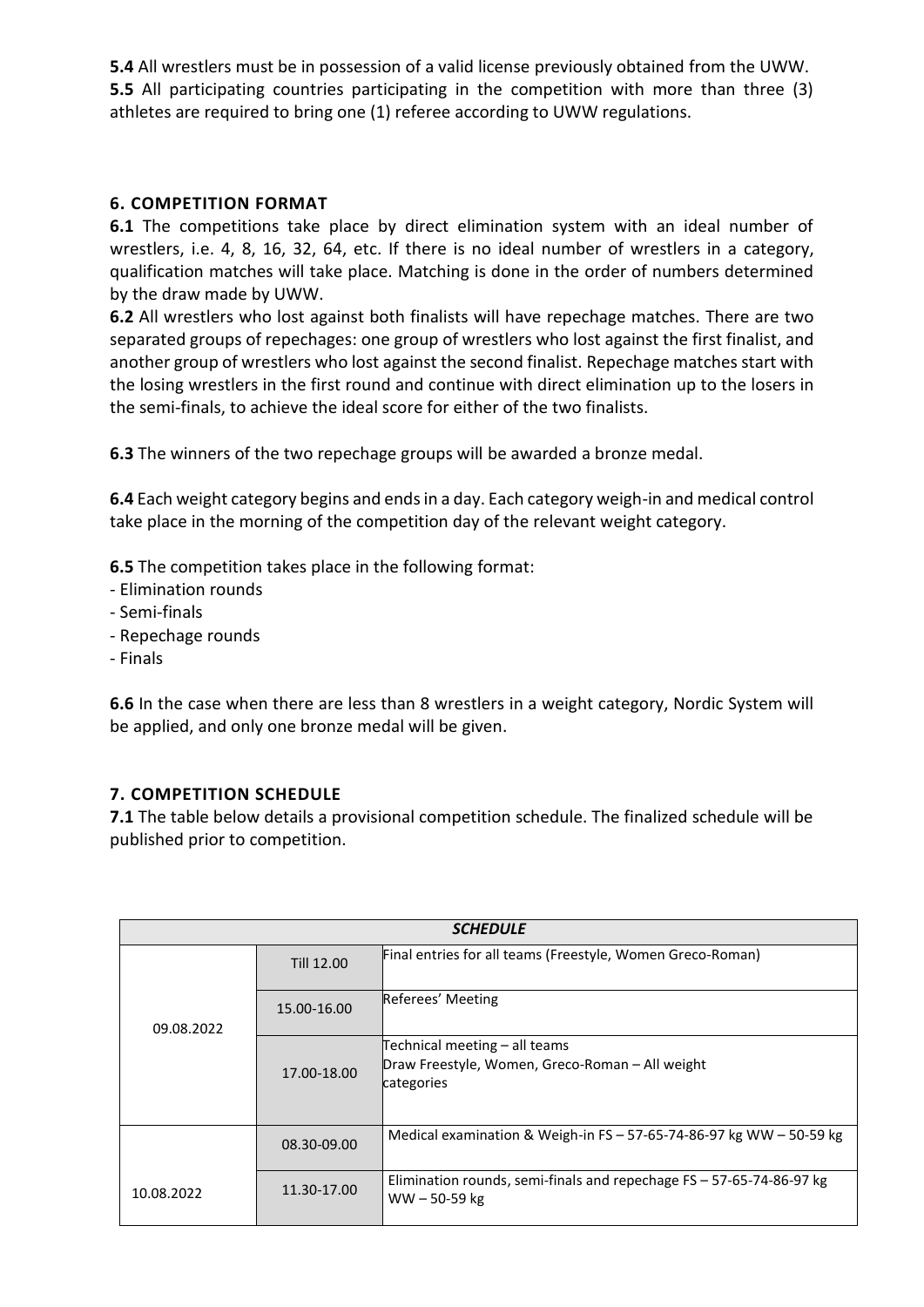**5.4** All wrestlers must be in possession of a valid license previously obtained from the UWW.
**5.5** All participating countries participating in the competition with more than three (3) athletes are required to bring one (1) referee according to UWW regulations.

## 6. COMPETITION FORMAT

**6.1** The competitions take place by direct elimination system with an ideal number of wrestlers, i.e. 4, 8, 16, 32, 64, etc. If there is no ideal number of wrestlers in a category, qualification matches will take place. Matching is done in the order of numbers determined by the draw made by UWW.

**6.2** All wrestlers who lost against both finalists will have repechage matches. There are two separated groups of repechages: one group of wrestlers who lost against the first finalist, and another group of wrestlers who lost against the second finalist. Repechage matches start with the losing wrestlers in the first round and continue with direct elimination up to the losers in the semi-finals, to achieve the ideal score for either of the two finalists.

**6.3** The winners of the two repechage groups will be awarded a bronze medal.

**6.4** Each weight category begins and ends in a day. Each category weigh-in and medical control take place in the morning of the competition day of the relevant weight category.

**6.5** The competition takes place in the following format:
- Elimination rounds
- Semi-finals
- Repechage rounds
- Finals

**6.6** In the case when there are less than 8 wrestlers in a weight category, Nordic System will be applied, and only one bronze medal will be given.

## 7. COMPETITION SCHEDULE

**7.1** The table below details a provisional competition schedule. The finalized schedule will be published prior to competition.

| *SCHEDULE* | | |
|---|---|---|
| 09.08.2022 | Till 12.00 | Final entries for all teams (Freestyle, Women Greco-Roman) |
| | 15.00-16.00 | Referees' Meeting |
| | 17.00-18.00 | Technical meeting – all teams<br>Draw Freestyle, Women, Greco-Roman – All weight categories |
| 10.08.2022 | 08.30-09.00 | Medical examination & Weigh-in FS – 57-65-74-86-97 kg WW – 50-59 kg |
| | 11.30-17.00 | Elimination rounds, semi-finals and repechage FS – 57-65-74-86-97 kg WW – 50-59 kg |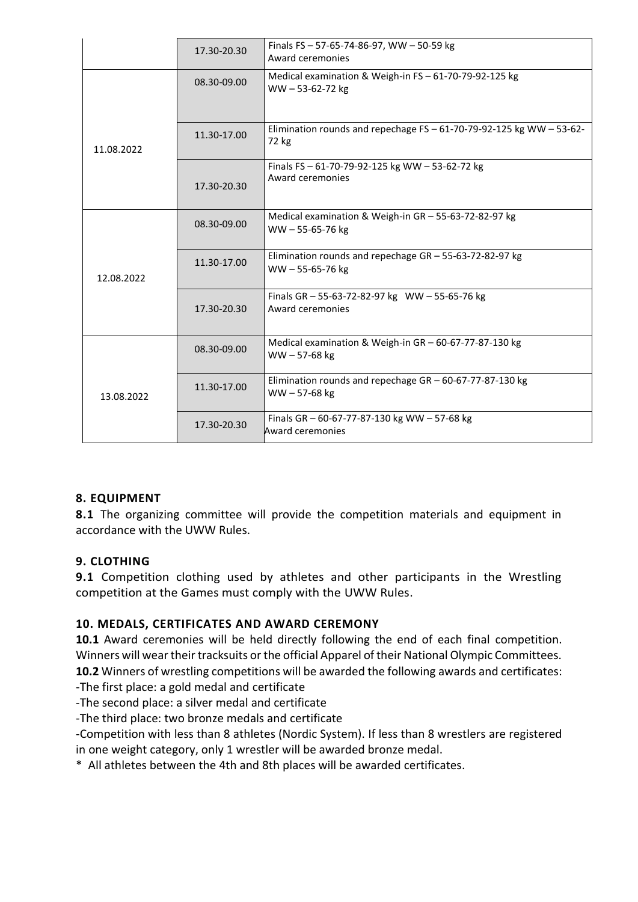| | | |
|---|---|---|
| | 17.30-20.30 | Finals FS – 57-65-74-86-97, WW – 50-59 kg<br>Award ceremonies |
| 11.08.2022 | 08.30-09.00 | Medical examination & Weigh-in FS – 61-70-79-92-125 kg<br>WW – 53-62-72 kg |
| | 11.30-17.00 | Elimination rounds and repechage FS – 61-70-79-92-125 kg WW – 53-62-72 kg |
| | 17.30-20.30 | Finals FS – 61-70-79-92-125 kg WW – 53-62-72 kg<br>Award ceremonies |
| 12.08.2022 | 08.30-09.00 | Medical examination & Weigh-in GR – 55-63-72-82-97 kg<br>WW – 55-65-76 kg |
| | 11.30-17.00 | Elimination rounds and repechage GR – 55-63-72-82-97 kg<br>WW – 55-65-76 kg |
| | 17.30-20.30 | Finals GR – 55-63-72-82-97 kg WW – 55-65-76 kg<br>Award ceremonies |
| 13.08.2022 | 08.30-09.00 | Medical examination & Weigh-in GR – 60-67-77-87-130 kg<br>WW – 57-68 kg |
| | 11.30-17.00 | Elimination rounds and repechage GR – 60-67-77-87-130 kg<br>WW – 57-68 kg |
| | 17.30-20.30 | Finals GR – 60-67-77-87-130 kg WW – 57-68 kg<br>Award ceremonies |

## 8. EQUIPMENT

**8.1** The organizing committee will provide the competition materials and equipment in accordance with the UWW Rules.

## 9. CLOTHING

**9.1** Competition clothing used by athletes and other participants in the Wrestling competition at the Games must comply with the UWW Rules.

## 10. MEDALS, CERTIFICATES AND AWARD CEREMONY

**10.1** Award ceremonies will be held directly following the end of each final competition. Winners will wear their tracksuits or the official Apparel of their National Olympic Committees.

**10.2** Winners of wrestling competitions will be awarded the following awards and certificates:

-The first place: a gold medal and certificate

-The second place: a silver medal and certificate

-The third place: two bronze medals and certificate

-Competition with less than 8 athletes (Nordic System). If less than 8 wrestlers are registered in one weight category, only 1 wrestler will be awarded bronze medal.

* All athletes between the 4th and 8th places will be awarded certificates.